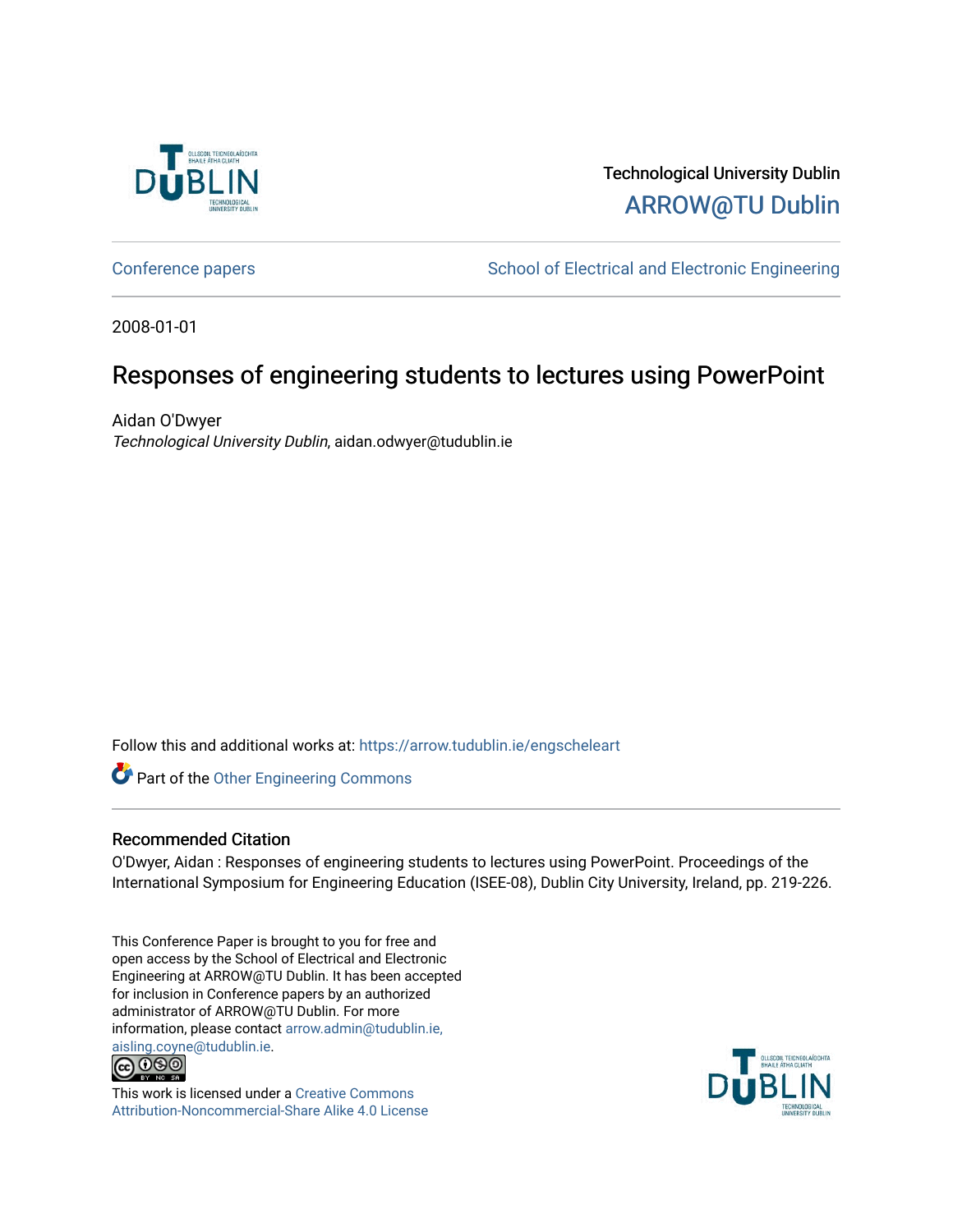Technological University Dublin

ARROW@TU Dublin

Conference papers | School of Electrical and Electronic Engineering

2008-01-01

# Responses of engineering students to lectures using PowerPoint

Aidan O'Dwyer

*Technological University Dublin*, aidan.odwyer@tudublin.ie

Follow this and additional works at: https://arrow.tudublin.ie/engscheleart

Part of the Other Engineering Commons

## Recommended Citation

O'Dwyer, Aidan : Responses of engineering students to lectures using PowerPoint. Proceedings of the International Symposium for Engineering Education (ISEE-08), Dublin City University, Ireland, pp. 219-226.

This Conference Paper is brought to you for free and open access by the School of Electrical and Electronic Engineering at ARROW@TU Dublin. It has been accepted for inclusion in Conference papers by an authorized administrator of ARROW@TU Dublin. For more information, please contact arrow.admin@tudublin.ie, aisling.coyne@tudublin.ie.

This work is licensed under a Creative Commons Attribution-Noncommercial-Share Alike 4.0 License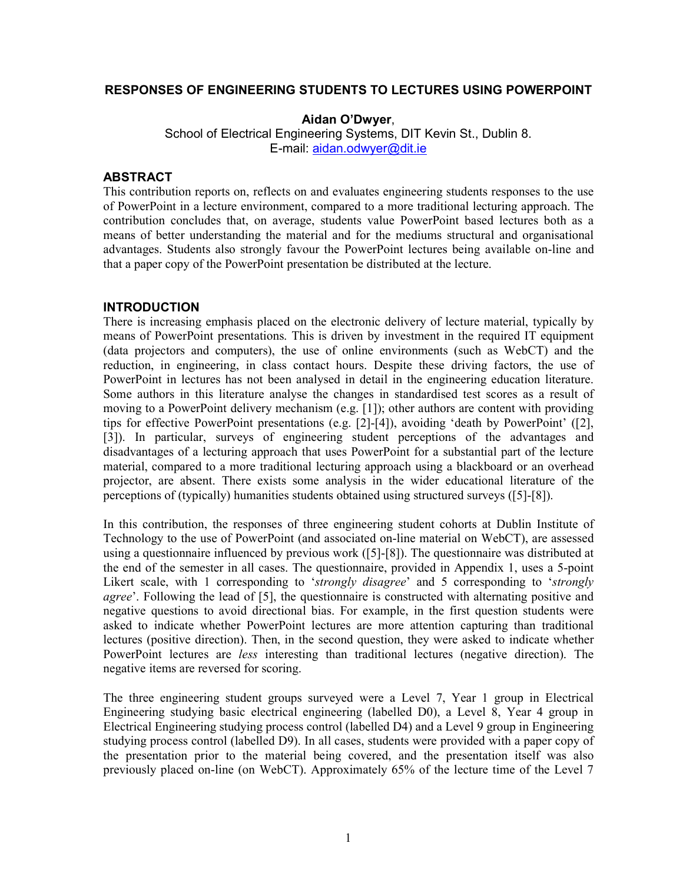# RESPONSES OF ENGINEERING STUDENTS TO LECTURES USING POWERPOINT

**Aidan O'Dwyer**,
School of Electrical Engineering Systems, DIT Kevin St., Dublin 8.
E-mail: aidan.odwyer@dit.ie

## ABSTRACT

This contribution reports on, reflects on and evaluates engineering students responses to the use of PowerPoint in a lecture environment, compared to a more traditional lecturing approach. The contribution concludes that, on average, students value PowerPoint based lectures both as a means of better understanding the material and for the mediums structural and organisational advantages. Students also strongly favour the PowerPoint lectures being available on-line and that a paper copy of the PowerPoint presentation be distributed at the lecture.

## INTRODUCTION

There is increasing emphasis placed on the electronic delivery of lecture material, typically by means of PowerPoint presentations. This is driven by investment in the required IT equipment (data projectors and computers), the use of online environments (such as WebCT) and the reduction, in engineering, in class contact hours. Despite these driving factors, the use of PowerPoint in lectures has not been analysed in detail in the engineering education literature. Some authors in this literature analyse the changes in standardised test scores as a result of moving to a PowerPoint delivery mechanism (e.g. [1]); other authors are content with providing tips for effective PowerPoint presentations (e.g. [2]-[4]), avoiding 'death by PowerPoint' ([2], [3]). In particular, surveys of engineering student perceptions of the advantages and disadvantages of a lecturing approach that uses PowerPoint for a substantial part of the lecture material, compared to a more traditional lecturing approach using a blackboard or an overhead projector, are absent. There exists some analysis in the wider educational literature of the perceptions of (typically) humanities students obtained using structured surveys ([5]-[8]).

In this contribution, the responses of three engineering student cohorts at Dublin Institute of Technology to the use of PowerPoint (and associated on-line material on WebCT), are assessed using a questionnaire influenced by previous work ([5]-[8]). The questionnaire was distributed at the end of the semester in all cases. The questionnaire, provided in Appendix 1, uses a 5-point Likert scale, with 1 corresponding to '*strongly disagree*' and 5 corresponding to '*strongly agree*'. Following the lead of [5], the questionnaire is constructed with alternating positive and negative questions to avoid directional bias. For example, in the first question students were asked to indicate whether PowerPoint lectures are more attention capturing than traditional lectures (positive direction). Then, in the second question, they were asked to indicate whether PowerPoint lectures are *less* interesting than traditional lectures (negative direction). The negative items are reversed for scoring.

The three engineering student groups surveyed were a Level 7, Year 1 group in Electrical Engineering studying basic electrical engineering (labelled D0), a Level 8, Year 4 group in Electrical Engineering studying process control (labelled D4) and a Level 9 group in Engineering studying process control (labelled D9). In all cases, students were provided with a paper copy of the presentation prior to the material being covered, and the presentation itself was also previously placed on-line (on WebCT). Approximately 65% of the lecture time of the Level 7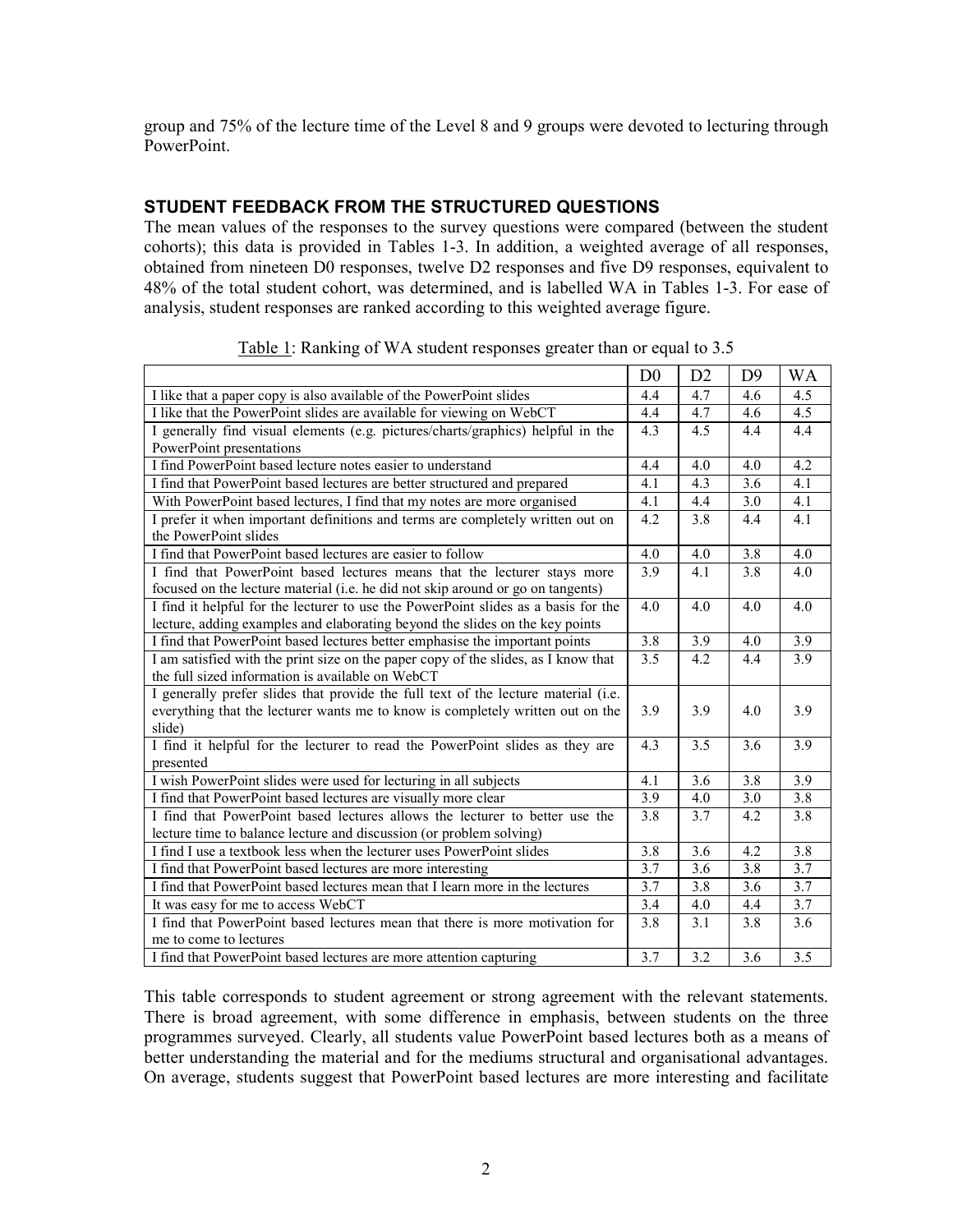group and 75% of the lecture time of the Level 8 and 9 groups were devoted to lecturing through PowerPoint.

## STUDENT FEEDBACK FROM THE STRUCTURED QUESTIONS

The mean values of the responses to the survey questions were compared (between the student cohorts); this data is provided in Tables 1-3. In addition, a weighted average of all responses, obtained from nineteen D0 responses, twelve D2 responses and five D9 responses, equivalent to 48% of the total student cohort, was determined, and is labelled WA in Tables 1-3. For ease of analysis, student responses are ranked according to this weighted average figure.

Table 1: Ranking of WA student responses greater than or equal to 3.5

| | D0 | D2 | D9 | WA |
|---|---|---|---|---|
| I like that a paper copy is also available of the PowerPoint slides | 4.4 | 4.7 | 4.6 | 4.5 |
| I like that the PowerPoint slides are available for viewing on WebCT | 4.4 | 4.7 | 4.6 | 4.5 |
| I generally find visual elements (e.g. pictures/charts/graphics) helpful in the PowerPoint presentations | 4.3 | 4.5 | 4.4 | 4.4 |
| I find PowerPoint based lecture notes easier to understand | 4.4 | 4.0 | 4.0 | 4.2 |
| I find that PowerPoint based lectures are better structured and prepared | 4.1 | 4.3 | 3.6 | 4.1 |
| With PowerPoint based lectures, I find that my notes are more organised | 4.1 | 4.4 | 3.0 | 4.1 |
| I prefer it when important definitions and terms are completely written out on the PowerPoint slides | 4.2 | 3.8 | 4.4 | 4.1 |
| I find that PowerPoint based lectures are easier to follow | 4.0 | 4.0 | 3.8 | 4.0 |
| I find that PowerPoint based lectures means that the lecturer stays more focused on the lecture material (i.e. he did not skip around or go on tangents) | 3.9 | 4.1 | 3.8 | 4.0 |
| I find it helpful for the lecturer to use the PowerPoint slides as a basis for the lecture, adding examples and elaborating beyond the slides on the key points | 4.0 | 4.0 | 4.0 | 4.0 |
| I find that PowerPoint based lectures better emphasise the important points | 3.8 | 3.9 | 4.0 | 3.9 |
| I am satisfied with the print size on the paper copy of the slides, as I know that the full sized information is available on WebCT | 3.5 | 4.2 | 4.4 | 3.9 |
| I generally prefer slides that provide the full text of the lecture material (i.e. everything that the lecturer wants me to know is completely written out on the slide) | 3.9 | 3.9 | 4.0 | 3.9 |
| I find it helpful for the lecturer to read the PowerPoint slides as they are presented | 4.3 | 3.5 | 3.6 | 3.9 |
| I wish PowerPoint slides were used for lecturing in all subjects | 4.1 | 3.6 | 3.8 | 3.9 |
| I find that PowerPoint based lectures are visually more clear | 3.9 | 4.0 | 3.0 | 3.8 |
| I find that PowerPoint based lectures allows the lecturer to better use the lecture time to balance lecture and discussion (or problem solving) | 3.8 | 3.7 | 4.2 | 3.8 |
| I find I use a textbook less when the lecturer uses PowerPoint slides | 3.8 | 3.6 | 4.2 | 3.8 |
| I find that PowerPoint based lectures are more interesting | 3.7 | 3.6 | 3.8 | 3.7 |
| I find that PowerPoint based lectures mean that I learn more in the lectures | 3.7 | 3.8 | 3.6 | 3.7 |
| It was easy for me to access WebCT | 3.4 | 4.0 | 4.4 | 3.7 |
| I find that PowerPoint based lectures mean that there is more motivation for me to come to lectures | 3.8 | 3.1 | 3.8 | 3.6 |
| I find that PowerPoint based lectures are more attention capturing | 3.7 | 3.2 | 3.6 | 3.5 |

This table corresponds to student agreement or strong agreement with the relevant statements. There is broad agreement, with some difference in emphasis, between students on the three programmes surveyed. Clearly, all students value PowerPoint based lectures both as a means of better understanding the material and for the mediums structural and organisational advantages. On average, students suggest that PowerPoint based lectures are more interesting and facilitate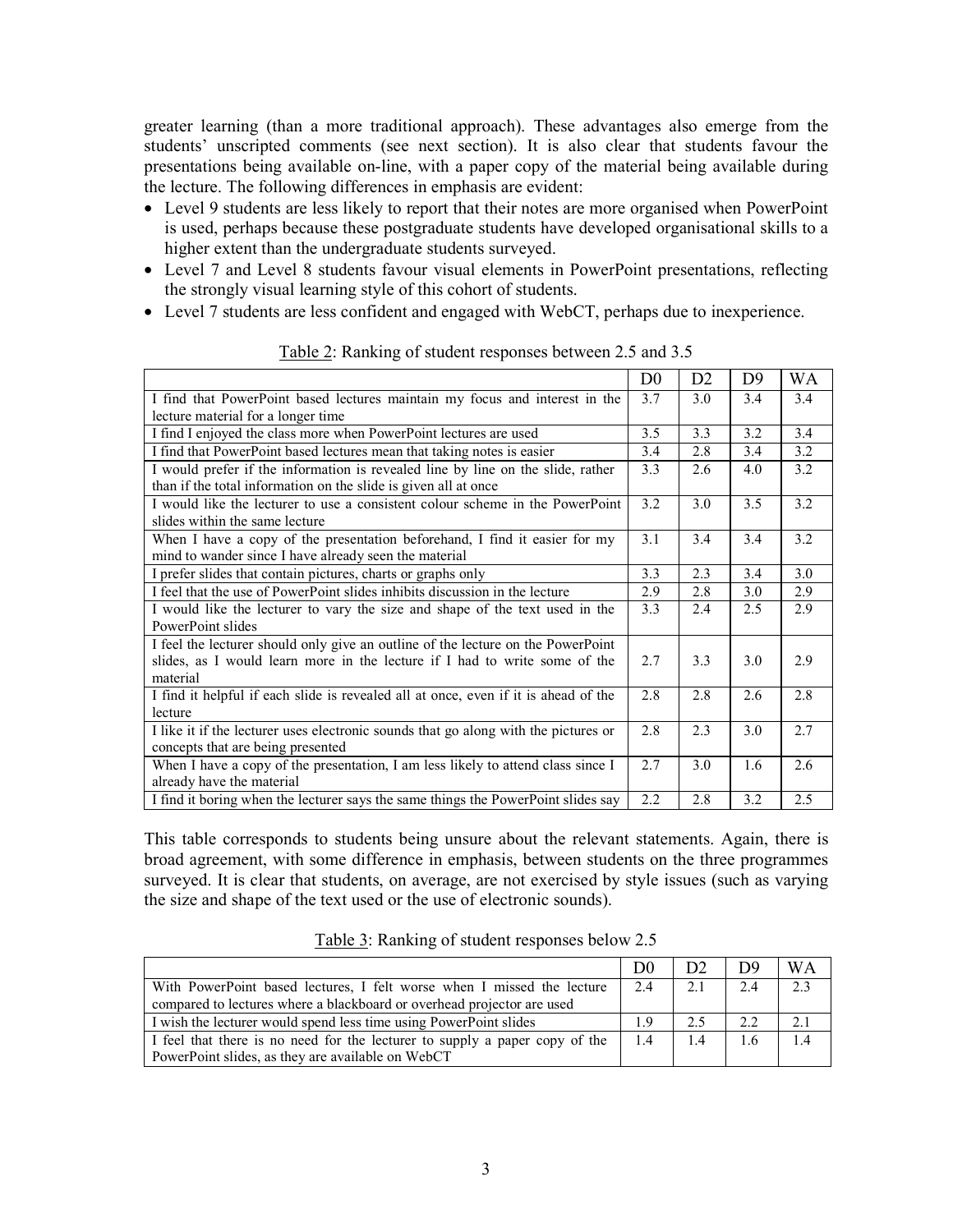greater learning (than a more traditional approach). These advantages also emerge from the students' unscripted comments (see next section). It is also clear that students favour the presentations being available on-line, with a paper copy of the material being available during the lecture. The following differences in emphasis are evident:

- Level 9 students are less likely to report that their notes are more organised when PowerPoint is used, perhaps because these postgraduate students have developed organisational skills to a higher extent than the undergraduate students surveyed.
- Level 7 and Level 8 students favour visual elements in PowerPoint presentations, reflecting the strongly visual learning style of this cohort of students.
- Level 7 students are less confident and engaged with WebCT, perhaps due to inexperience.

Table 2: Ranking of student responses between 2.5 and 3.5

| | D0 | D2 | D9 | WA |
|---|---|---|---|---|
| I find that PowerPoint based lectures maintain my focus and interest in the lecture material for a longer time | 3.7 | 3.0 | 3.4 | 3.4 |
| I find I enjoyed the class more when PowerPoint lectures are used | 3.5 | 3.3 | 3.2 | 3.4 |
| I find that PowerPoint based lectures mean that taking notes is easier | 3.4 | 2.8 | 3.4 | 3.2 |
| I would prefer if the information is revealed line by line on the slide, rather than if the total information on the slide is given all at once | 3.3 | 2.6 | 4.0 | 3.2 |
| I would like the lecturer to use a consistent colour scheme in the PowerPoint slides within the same lecture | 3.2 | 3.0 | 3.5 | 3.2 |
| When I have a copy of the presentation beforehand, I find it easier for my mind to wander since I have already seen the material | 3.1 | 3.4 | 3.4 | 3.2 |
| I prefer slides that contain pictures, charts or graphs only | 3.3 | 2.3 | 3.4 | 3.0 |
| I feel that the use of PowerPoint slides inhibits discussion in the lecture | 2.9 | 2.8 | 3.0 | 2.9 |
| I would like the lecturer to vary the size and shape of the text used in the PowerPoint slides | 3.3 | 2.4 | 2.5 | 2.9 |
| I feel the lecturer should only give an outline of the lecture on the PowerPoint slides, as I would learn more in the lecture if I had to write some of the material | 2.7 | 3.3 | 3.0 | 2.9 |
| I find it helpful if each slide is revealed all at once, even if it is ahead of the lecture | 2.8 | 2.8 | 2.6 | 2.8 |
| I like it if the lecturer uses electronic sounds that go along with the pictures or concepts that are being presented | 2.8 | 2.3 | 3.0 | 2.7 |
| When I have a copy of the presentation, I am less likely to attend class since I already have the material | 2.7 | 3.0 | 1.6 | 2.6 |
| I find it boring when the lecturer says the same things the PowerPoint slides say | 2.2 | 2.8 | 3.2 | 2.5 |

This table corresponds to students being unsure about the relevant statements. Again, there is broad agreement, with some difference in emphasis, between students on the three programmes surveyed. It is clear that students, on average, are not exercised by style issues (such as varying the size and shape of the text used or the use of electronic sounds).

Table 3: Ranking of student responses below 2.5

| | D0 | D2 | D9 | WA |
|---|---|---|---|---|
| With PowerPoint based lectures, I felt worse when I missed the lecture compared to lectures where a blackboard or overhead projector are used | 2.4 | 2.1 | 2.4 | 2.3 |
| I wish the lecturer would spend less time using PowerPoint slides | 1.9 | 2.5 | 2.2 | 2.1 |
| I feel that there is no need for the lecturer to supply a paper copy of the PowerPoint slides, as they are available on WebCT | 1.4 | 1.4 | 1.6 | 1.4 |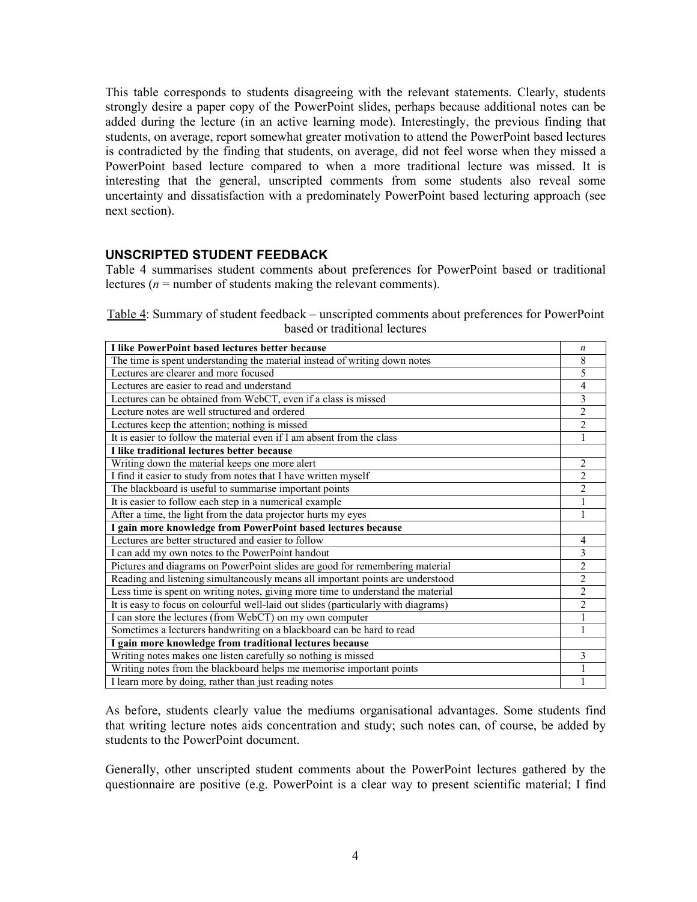This table corresponds to students disagreeing with the relevant statements. Clearly, students strongly desire a paper copy of the PowerPoint slides, perhaps because additional notes can be added during the lecture (in an active learning mode). Interestingly, the previous finding that students, on average, report somewhat greater motivation to attend the PowerPoint based lectures is contradicted by the finding that students, on average, did not feel worse when they missed a PowerPoint based lecture compared to when a more traditional lecture was missed. It is interesting that the general, unscripted comments from some students also reveal some uncertainty and dissatisfaction with a predominately PowerPoint based lecturing approach (see next section).

## UNSCRIPTED STUDENT FEEDBACK

Table 4 summarises student comments about preferences for PowerPoint based or traditional lectures (*n* = number of students making the relevant comments).

Table 4: Summary of student feedback – unscripted comments about preferences for PowerPoint based or traditional lectures

| **I like PowerPoint based lectures better because** | *n* |
|---|---|
| The time is spent understanding the material instead of writing down notes | 8 |
| Lectures are clearer and more focused | 5 |
| Lectures are easier to read and understand | 4 |
| Lectures can be obtained from WebCT, even if a class is missed | 3 |
| Lecture notes are well structured and ordered | 2 |
| Lectures keep the attention; nothing is missed | 2 |
| It is easier to follow the material even if I am absent from the class | 1 |
| **I like traditional lectures better because** | |
| Writing down the material keeps one more alert | 2 |
| I find it easier to study from notes that I have written myself | 2 |
| The blackboard is useful to summarise important points | 2 |
| It is easier to follow each step in a numerical example | 1 |
| After a time, the light from the data projector hurts my eyes | 1 |
| **I gain more knowledge from PowerPoint based lectures because** | |
| Lectures are better structured and easier to follow | 4 |
| I can add my own notes to the PowerPoint handout | 3 |
| Pictures and diagrams on PowerPoint slides are good for remembering material | 2 |
| Reading and listening simultaneously means all important points are understood | 2 |
| Less time is spent on writing notes, giving more time to understand the material | 2 |
| It is easy to focus on colourful well-laid out slides (particularly with diagrams) | 2 |
| I can store the lectures (from WebCT) on my own computer | 1 |
| Sometimes a lecturers handwriting on a blackboard can be hard to read | 1 |
| **I gain more knowledge from traditional lectures because** | |
| Writing notes makes one listen carefully so nothing is missed | 3 |
| Writing notes from the blackboard helps me memorise important points | 1 |
| I learn more by doing, rather than just reading notes | 1 |

As before, students clearly value the mediums organisational advantages. Some students find that writing lecture notes aids concentration and study; such notes can, of course, be added by students to the PowerPoint document.

Generally, other unscripted student comments about the PowerPoint lectures gathered by the questionnaire are positive (e.g. PowerPoint is a clear way to present scientific material; I find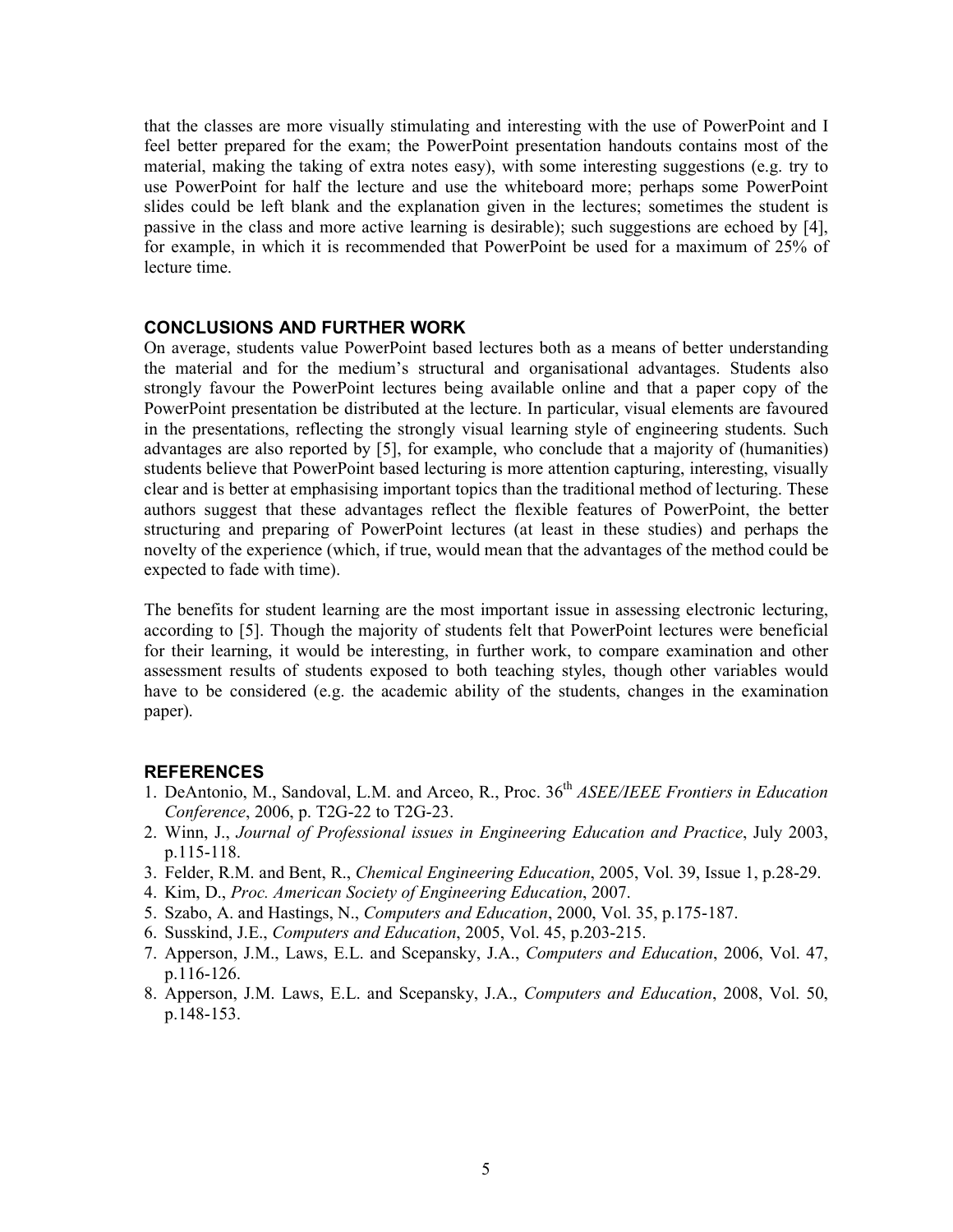that the classes are more visually stimulating and interesting with the use of PowerPoint and I feel better prepared for the exam; the PowerPoint presentation handouts contains most of the material, making the taking of extra notes easy), with some interesting suggestions (e.g. try to use PowerPoint for half the lecture and use the whiteboard more; perhaps some PowerPoint slides could be left blank and the explanation given in the lectures; sometimes the student is passive in the class and more active learning is desirable); such suggestions are echoed by [4], for example, in which it is recommended that PowerPoint be used for a maximum of 25% of lecture time.

## CONCLUSIONS AND FURTHER WORK

On average, students value PowerPoint based lectures both as a means of better understanding the material and for the medium's structural and organisational advantages. Students also strongly favour the PowerPoint lectures being available online and that a paper copy of the PowerPoint presentation be distributed at the lecture. In particular, visual elements are favoured in the presentations, reflecting the strongly visual learning style of engineering students. Such advantages are also reported by [5], for example, who conclude that a majority of (humanities) students believe that PowerPoint based lecturing is more attention capturing, interesting, visually clear and is better at emphasising important topics than the traditional method of lecturing. These authors suggest that these advantages reflect the flexible features of PowerPoint, the better structuring and preparing of PowerPoint lectures (at least in these studies) and perhaps the novelty of the experience (which, if true, would mean that the advantages of the method could be expected to fade with time).

The benefits for student learning are the most important issue in assessing electronic lecturing, according to [5]. Though the majority of students felt that PowerPoint lectures were beneficial for their learning, it would be interesting, in further work, to compare examination and other assessment results of students exposed to both teaching styles, though other variables would have to be considered (e.g. the academic ability of the students, changes in the examination paper).

## REFERENCES

1. DeAntonio, M., Sandoval, L.M. and Arceo, R., Proc. 36th *ASEE/IEEE Frontiers in Education Conference*, 2006, p. T2G-22 to T2G-23.
2. Winn, J., *Journal of Professional issues in Engineering Education and Practice*, July 2003, p.115-118.
3. Felder, R.M. and Bent, R., *Chemical Engineering Education*, 2005, Vol. 39, Issue 1, p.28-29.
4. Kim, D., *Proc. American Society of Engineering Education*, 2007.
5. Szabo, A. and Hastings, N., *Computers and Education*, 2000, Vol. 35, p.175-187.
6. Susskind, J.E., *Computers and Education*, 2005, Vol. 45, p.203-215.
7. Apperson, J.M., Laws, E.L. and Scepansky, J.A., *Computers and Education*, 2006, Vol. 47, p.116-126.
8. Apperson, J.M. Laws, E.L. and Scepansky, J.A., *Computers and Education*, 2008, Vol. 50, p.148-153.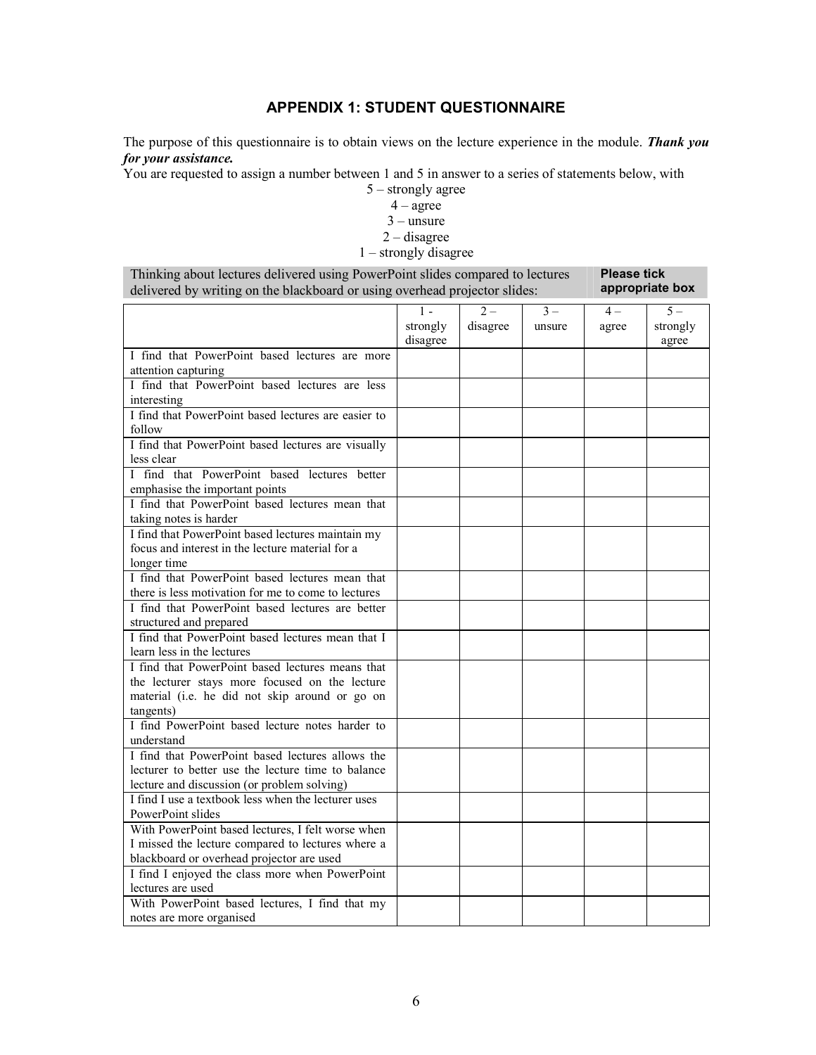## APPENDIX 1: STUDENT QUESTIONNAIRE

The purpose of this questionnaire is to obtain views on the lecture experience in the module. ***Thank you for your assistance.***

You are requested to assign a number between 1 and 5 in answer to a series of statements below, with

5 – strongly agree
4 – agree
3 – unsure
2 – disagree
1 – strongly disagree

| Thinking about lectures delivered using PowerPoint slides compared to lectures delivered by writing on the blackboard or using overhead projector slides: | **Please tick appropriate box** |
|---|---|

| | 1 - strongly disagree | 2 – disagree | 3 – unsure | 4 – agree | 5 – strongly agree |
|---|---|---|---|---|---|
| I find that PowerPoint based lectures are more attention capturing | | | | | |
| I find that PowerPoint based lectures are less interesting | | | | | |
| I find that PowerPoint based lectures are easier to follow | | | | | |
| I find that PowerPoint based lectures are visually less clear | | | | | |
| I find that PowerPoint based lectures better emphasise the important points | | | | | |
| I find that PowerPoint based lectures mean that taking notes is harder | | | | | |
| I find that PowerPoint based lectures maintain my focus and interest in the lecture material for a longer time | | | | | |
| I find that PowerPoint based lectures mean that there is less motivation for me to come to lectures | | | | | |
| I find that PowerPoint based lectures are better structured and prepared | | | | | |
| I find that PowerPoint based lectures mean that I learn less in the lectures | | | | | |
| I find that PowerPoint based lectures means that the lecturer stays more focused on the lecture material (i.e. he did not skip around or go on tangents) | | | | | |
| I find PowerPoint based lecture notes harder to understand | | | | | |
| I find that PowerPoint based lectures allows the lecturer to better use the lecture time to balance lecture and discussion (or problem solving) | | | | | |
| I find I use a textbook less when the lecturer uses PowerPoint slides | | | | | |
| With PowerPoint based lectures, I felt worse when I missed the lecture compared to lectures where a blackboard or overhead projector are used | | | | | |
| I find I enjoyed the class more when PowerPoint lectures are used | | | | | |
| With PowerPoint based lectures, I find that my notes are more organised | | | | | |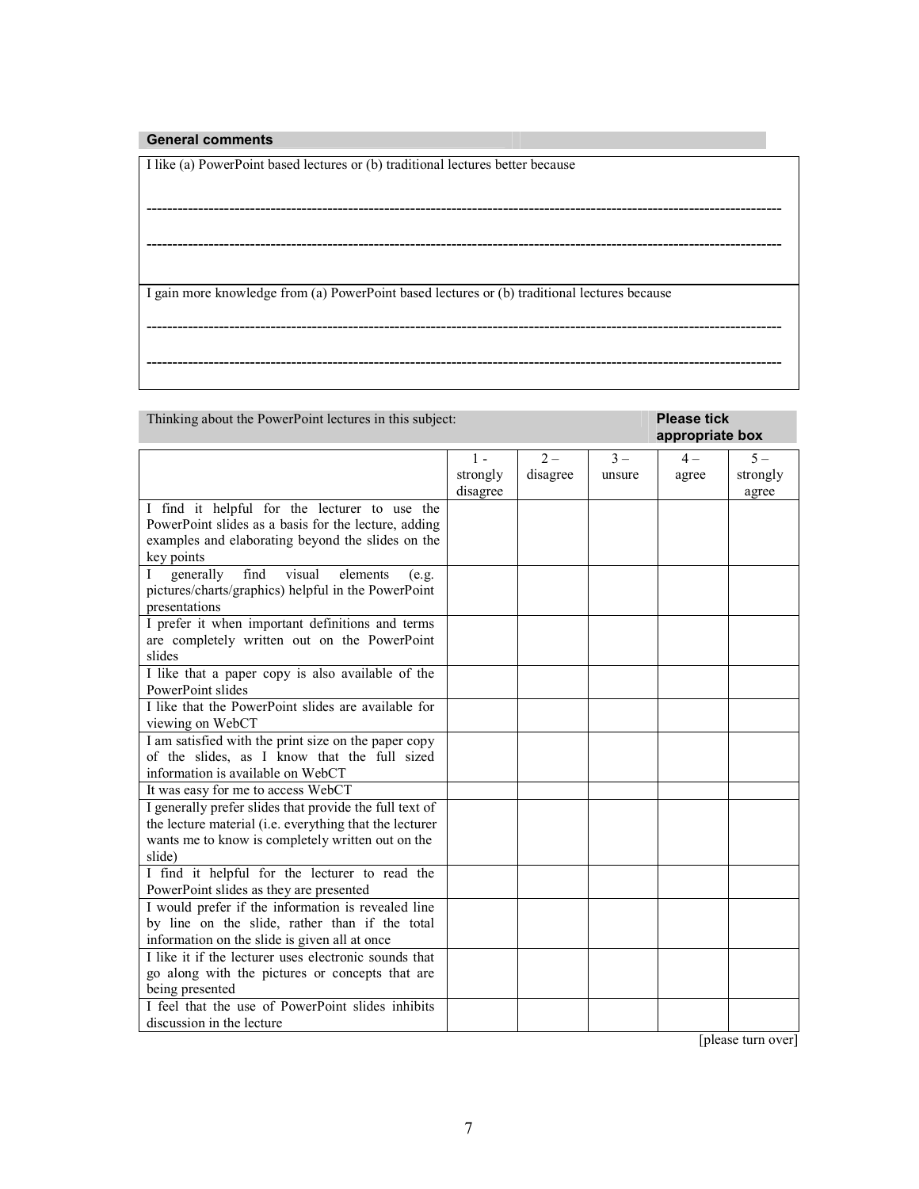**General comments**

I like (a) PowerPoint based lectures or (b) traditional lectures better because

---------------------------------------------------------------------------------------------------------------------------

---------------------------------------------------------------------------------------------------------------------------

I gain more knowledge from (a) PowerPoint based lectures or (b) traditional lectures because

---------------------------------------------------------------------------------------------------------------------------

---------------------------------------------------------------------------------------------------------------------------

Thinking about the PowerPoint lectures in this subject: **Please tick appropriate box**

| | 1 - strongly disagree | 2 – disagree | 3 – unsure | 4 – agree | 5 – strongly agree |
|---|---|---|---|---|---|
| I find it helpful for the lecturer to use the PowerPoint slides as a basis for the lecture, adding examples and elaborating beyond the slides on the key points | | | | | |
| I generally find visual elements (e.g. pictures/charts/graphics) helpful in the PowerPoint presentations | | | | | |
| I prefer it when important definitions and terms are completely written out on the PowerPoint slides | | | | | |
| I like that a paper copy is also available of the PowerPoint slides | | | | | |
| I like that the PowerPoint slides are available for viewing on WebCT | | | | | |
| I am satisfied with the print size on the paper copy of the slides, as I know that the full sized information is available on WebCT | | | | | |
| It was easy for me to access WebCT | | | | | |
| I generally prefer slides that provide the full text of the lecture material (i.e. everything that the lecturer wants me to know is completely written out on the slide) | | | | | |
| I find it helpful for the lecturer to read the PowerPoint slides as they are presented | | | | | |
| I would prefer if the information is revealed line by line on the slide, rather than if the total information on the slide is given all at once | | | | | |
| I like it if the lecturer uses electronic sounds that go along with the pictures or concepts that are being presented | | | | | |
| I feel that the use of PowerPoint slides inhibits discussion in the lecture | | | | | |

[please turn over]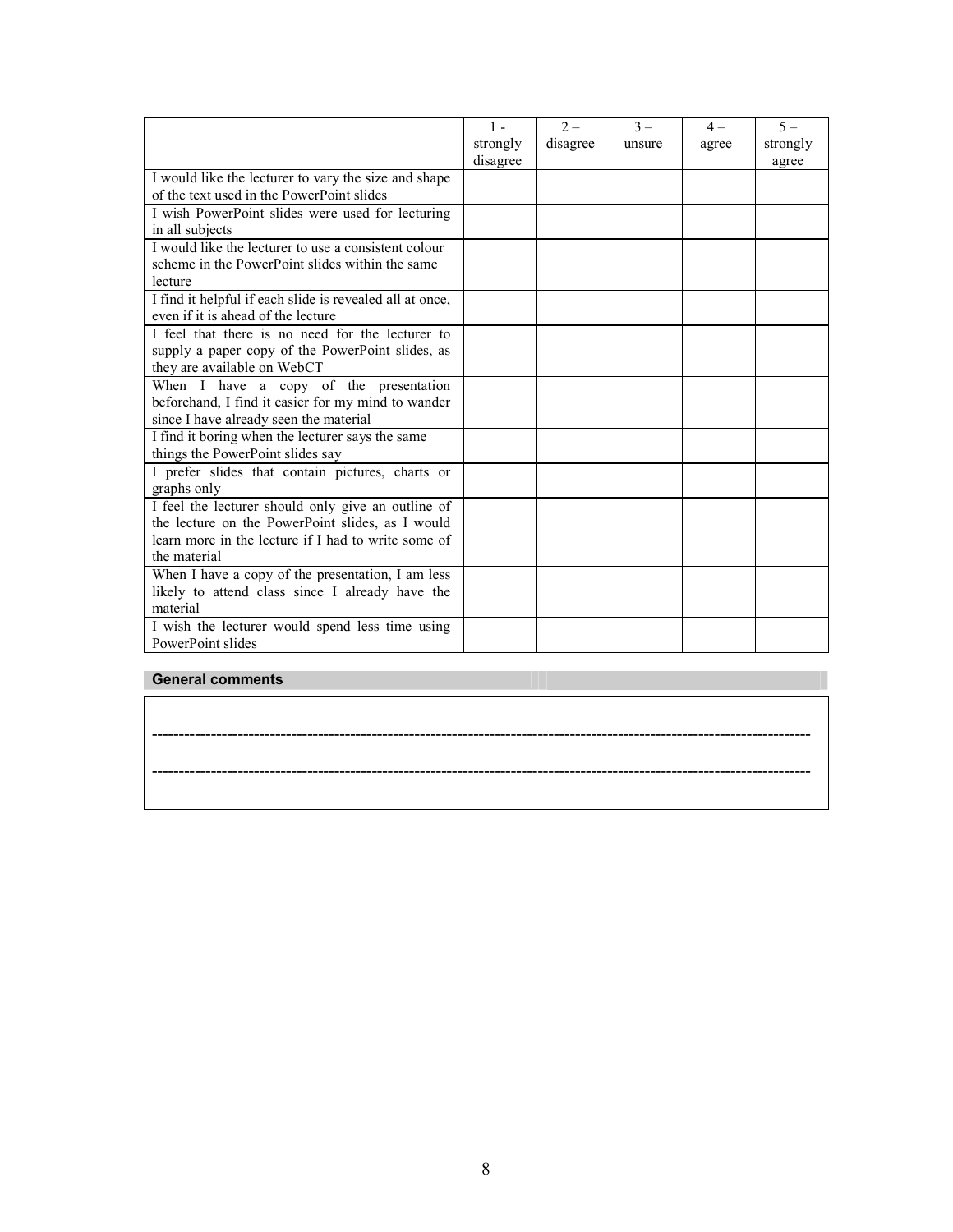| | 1 - strongly disagree | 2 – disagree | 3 – unsure | 4 – agree | 5 – strongly agree |
|---|---|---|---|---|---|
| I would like the lecturer to vary the size and shape of the text used in the PowerPoint slides | | | | | |
| I wish PowerPoint slides were used for lecturing in all subjects | | | | | |
| I would like the lecturer to use a consistent colour scheme in the PowerPoint slides within the same lecture | | | | | |
| I find it helpful if each slide is revealed all at once, even if it is ahead of the lecture | | | | | |
| I feel that there is no need for the lecturer to supply a paper copy of the PowerPoint slides, as they are available on WebCT | | | | | |
| When I have a copy of the presentation beforehand, I find it easier for my mind to wander since I have already seen the material | | | | | |
| I find it boring when the lecturer says the same things the PowerPoint slides say | | | | | |
| I prefer slides that contain pictures, charts or graphs only | | | | | |
| I feel the lecturer should only give an outline of the lecture on the PowerPoint slides, as I would learn more in the lecture if I had to write some of the material | | | | | |
| When I have a copy of the presentation, I am less likely to attend class since I already have the material | | | | | |
| I wish the lecturer would spend less time using PowerPoint slides | | | | | |

**General comments**

--------------------------------------------------------------------------------------------------------------------------

--------------------------------------------------------------------------------------------------------------------------